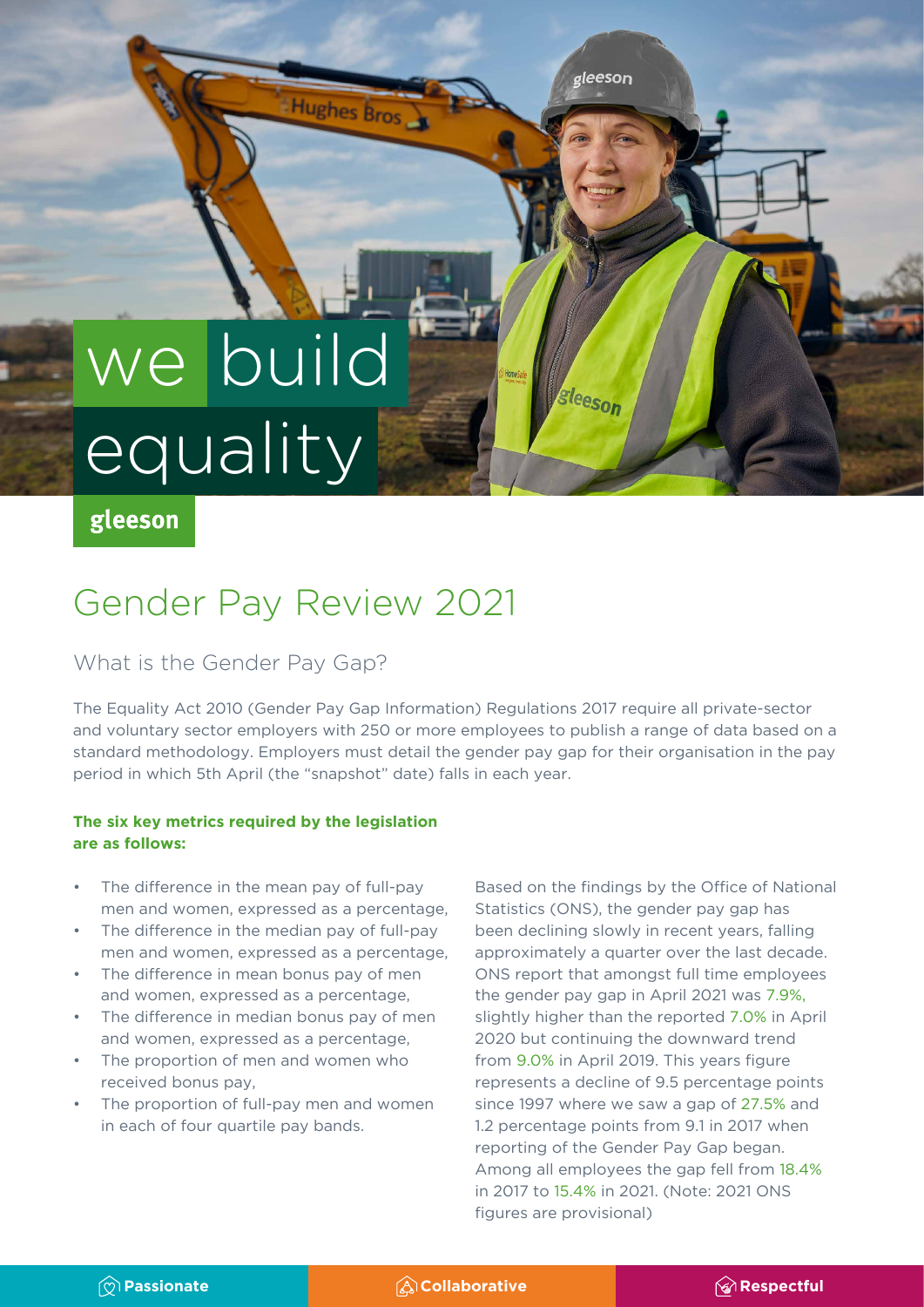# we build equality

**gleeson**

# Gender Pay Review 2021

## What is the Gender Pay Gap?

The Equality Act 2010 (Gender Pay Gap Information) Regulations 2017 require all private-sector and voluntary sector employers with 250 or more employees to publish a range of data based on a standard methodology. Employers must detail the gender pay gap for their organisation in the pay period in which 5th April (the "snapshot" date) falls in each year.

**The six key metrics required by the legislation are as follows:**

- The difference in the mean pay of full-pay men and women, expressed as a percentage,
- The difference in the median pay of full-pay men and women, expressed as a percentage,
- The difference in mean bonus pay of men and women, expressed as a percentage,
- The difference in median bonus pay of men and women, expressed as a percentage,
- The proportion of men and women who received bonus pay,
- The proportion of full-pay men and women in each of four quartile pay bands.

Based on the findings by the Office of National Statistics (ONS), the gender pay gap has been declining slowly in recent years, falling approximately a quarter over the last decade. ONS report that amongst full time employees the gender pay gap in April 2021 was 7.9%, slightly higher than the reported 7.0% in April 2020 but continuing the downward trend from 9.0% in April 2019. This years figure represents a decline of 9.5 percentage points since 1997 where we saw a gap of 27.5% and 1.2 percentage points from 9.1 in 2017 when reporting of the Gender Pay Gap began. Among all employees the gap fell from 18.4% in 2017 to 15.4% in 2021. (Note: 2021 ONS figures are provisional)

Passionate | Collaborative | Respectful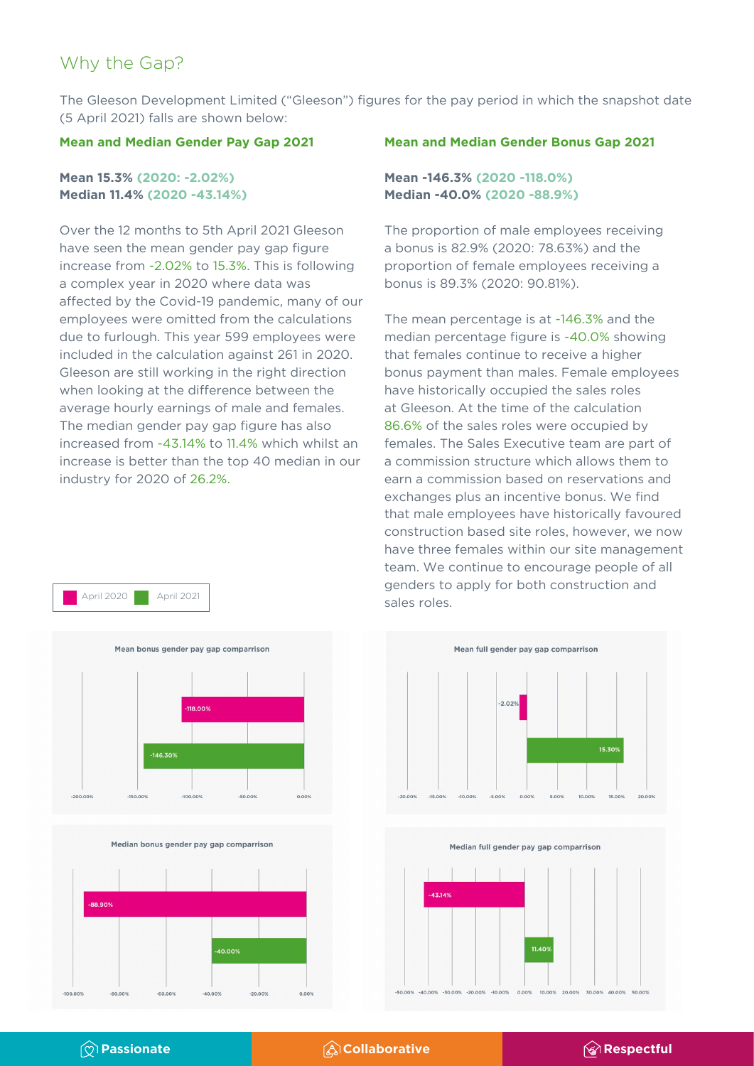## Why the Gap?

The Gleeson Development Limited ("Gleeson") figures for the pay period in which the snapshot date (5 April 2021) falls are shown below:

### Mean and Median Gender Pay Gap 2021

**Mean 15.3% (2020: -2.02%)**
**Median 11.4% (2020 -43.14%)**

Over the 12 months to 5th April 2021 Gleeson have seen the mean gender pay gap figure increase from -2.02% to 15.3%. This is following a complex year in 2020 where data was affected by the Covid-19 pandemic, many of our employees were omitted from the calculations due to furlough. This year 599 employees were included in the calculation against 261 in 2020. Gleeson are still working in the right direction when looking at the difference between the average hourly earnings of male and females. The median gender pay gap figure has also increased from -43.14% to 11.4% which whilst an increase is better than the top 40 median in our industry for 2020 of 26.2%.

### Mean and Median Gender Bonus Gap 2021

**Mean -146.3% (2020 -118.0%)**
**Median -40.0% (2020 -88.9%)**

The proportion of male employees receiving a bonus is 82.9% (2020: 78.63%) and the proportion of female employees receiving a bonus is 89.3% (2020: 90.81%).

The mean percentage is at -146.3% and the median percentage figure is -40.0% showing that females continue to receive a higher bonus payment than males. Female employees have historically occupied the sales roles at Gleeson. At the time of the calculation 86.6% of the sales roles were occupied by females. The Sales Executive team are part of a commission structure which allows them to earn a commission based on reservations and exchanges plus an incentive bonus. We find that male employees have historically favoured construction based site roles, however, we now have three females within our site management team. We continue to encourage people of all genders to apply for both construction and sales roles.

April 2020 | April 2021

**Mean bonus gender pay gap comparrison**

| | April 2020 | April 2021 |
|---|---|---|
| Mean bonus gender pay gap | -118.00% | -146.30% |

**Mean full gender pay gap comparrison**

| | April 2020 | April 2021 |
|---|---|---|
| Mean full gender pay gap | -2.02% | 15.30% |

**Median bonus gender pay gap comparrison**

| | April 2020 | April 2021 |
|---|---|---|
| Median bonus gender pay gap | -88.90% | -40.00% |

**Median full gender pay gap comparrison**

| | April 2020 | April 2021 |
|---|---|---|
| Median full gender pay gap | -43.14% | 11.40% |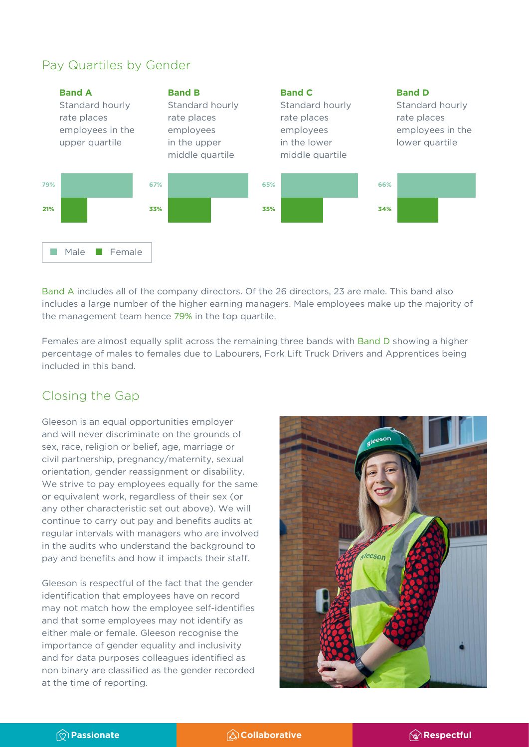## Pay Quartiles by Gender

| | Band A | Band B | Band C | Band D |
|---|---|---|---|---|
| | Standard hourly rate places employees in the upper quartile | Standard hourly rate places employees in the upper middle quartile | Standard hourly rate places employees in the lower middle quartile | Standard hourly rate places employees in the lower quartile |
| Male | 79% | 67% | 65% | 66% |
| Female | 21% | 33% | 35% | 34% |

Band A includes all of the company directors. Of the 26 directors, 23 are male. This band also includes a large number of the higher earning managers. Male employees make up the majority of the management team hence 79% in the top quartile.

Females are almost equally split across the remaining three bands with Band D showing a higher percentage of males to females due to Labourers, Fork Lift Truck Drivers and Apprentices being included in this band.

## Closing the Gap

Gleeson is an equal opportunities employer and will never discriminate on the grounds of sex, race, religion or belief, age, marriage or civil partnership, pregnancy/maternity, sexual orientation, gender reassignment or disability. We strive to pay employees equally for the same or equivalent work, regardless of their sex (or any other characteristic set out above). We will continue to carry out pay and benefits audits at regular intervals with managers who are involved in the audits who understand the background to pay and benefits and how it impacts their staff.

Gleeson is respectful of the fact that the gender identification that employees have on record may not match how the employee self-identifies and that some employees may not identify as either male or female. Gleeson recognise the importance of gender equality and inclusivity and for data purposes colleagues identified as non binary are classified as the gender recorded at the time of reporting.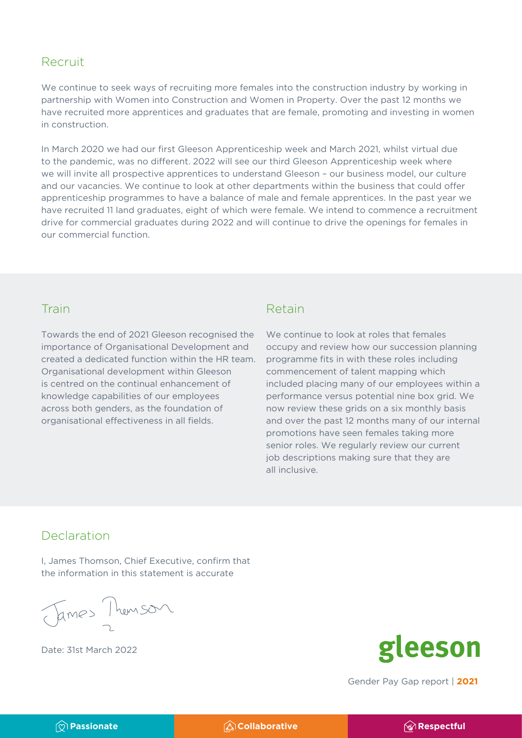## Recruit

We continue to seek ways of recruiting more females into the construction industry by working in partnership with Women into Construction and Women in Property. Over the past 12 months we have recruited more apprentices and graduates that are female, promoting and investing in women in construction.

In March 2020 we had our first Gleeson Apprenticeship week and March 2021, whilst virtual due to the pandemic, was no different. 2022 will see our third Gleeson Apprenticeship week where we will invite all prospective apprentices to understand Gleeson – our business model, our culture and our vacancies. We continue to look at other departments within the business that could offer apprenticeship programmes to have a balance of male and female apprentices. In the past year we have recruited 11 land graduates, eight of which were female. We intend to commence a recruitment drive for commercial graduates during 2022 and will continue to drive the openings for females in our commercial function.

## Train

Towards the end of 2021 Gleeson recognised the importance of Organisational Development and created a dedicated function within the HR team. Organisational development within Gleeson is centred on the continual enhancement of knowledge capabilities of our employees across both genders, as the foundation of organisational effectiveness in all fields.

## Retain

We continue to look at roles that females occupy and review how our succession planning programme fits in with these roles including commencement of talent mapping which included placing many of our employees within a performance versus potential nine box grid. We now review these grids on a six monthly basis and over the past 12 months many of our internal promotions have seen females taking more senior roles. We regularly review our current job descriptions making sure that they are all inclusive.

## Declaration

I, James Thomson, Chief Executive, confirm that the information in this statement is accurate

James Thomson

Date: 31st March 2022

gleeson

Gender Pay Gap report | **2021**

**Passionate** **Collaborative** **Respectful**